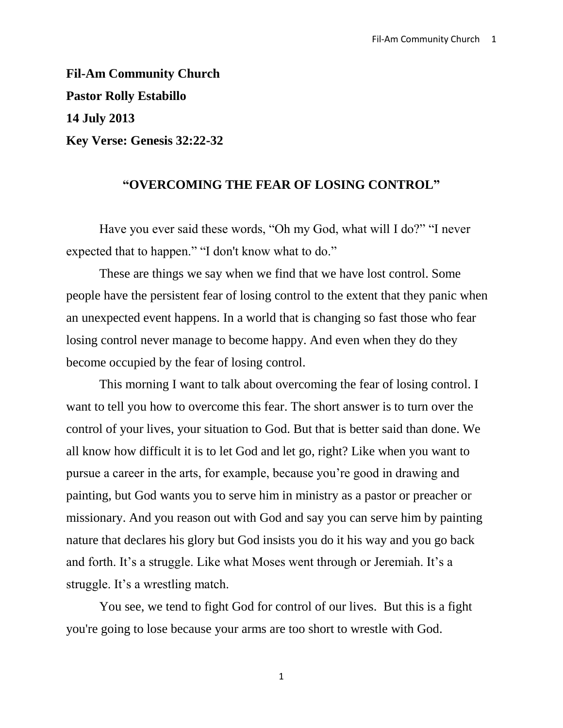**Fil-Am Community Church**

**Pastor Rolly Estabillo**

**14 July 2013**

**Key Verse: Genesis 32:22-32**

## "OVERCOMING THE FEAR OF LOSING CONTROL"

Have you ever said these words, "Oh my God, what will I do?" "I never expected that to happen." "I don't know what to do."

These are things we say when we find that we have lost control. Some people have the persistent fear of losing control to the extent that they panic when an unexpected event happens. In a world that is changing so fast those who fear losing control never manage to become happy. And even when they do they become occupied by the fear of losing control.

This morning I want to talk about overcoming the fear of losing control. I want to tell you how to overcome this fear. The short answer is to turn over the control of your lives, your situation to God. But that is better said than done. We all know how difficult it is to let God and let go, right? Like when you want to pursue a career in the arts, for example, because you're good in drawing and painting, but God wants you to serve him in ministry as a pastor or preacher or missionary. And you reason out with God and say you can serve him by painting nature that declares his glory but God insists you do it his way and you go back and forth. It's a struggle. Like what Moses went through or Jeremiah. It's a struggle. It's a wrestling match.

You see, we tend to fight God for control of our lives. But this is a fight you're going to lose because your arms are too short to wrestle with God.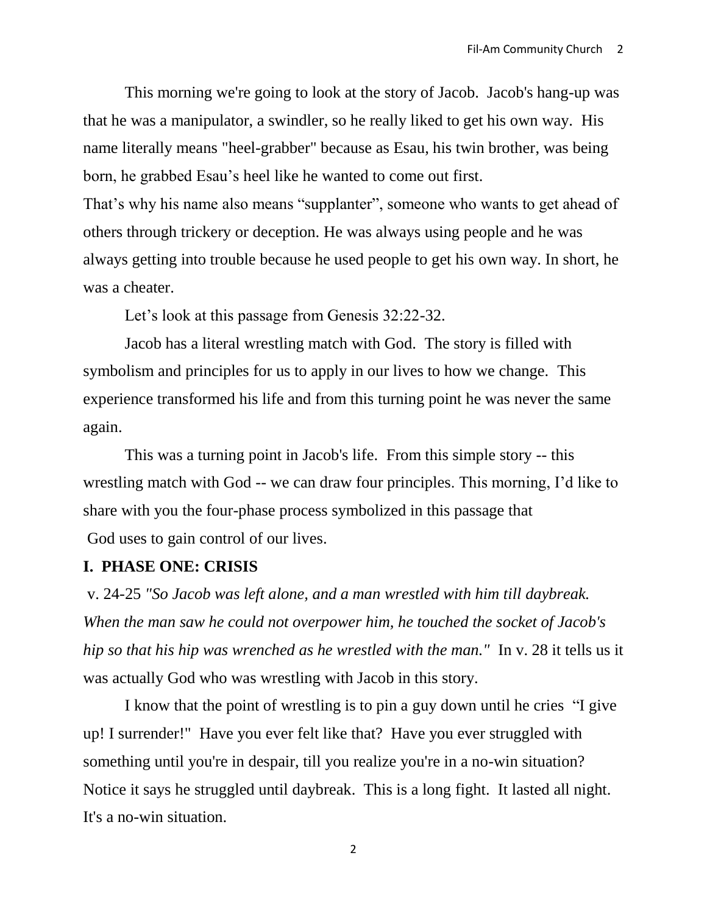This morning we're going to look at the story of Jacob. Jacob's hang-up was that he was a manipulator, a swindler, so he really liked to get his own way. His name literally means "heel-grabber" because as Esau, his twin brother, was being born, he grabbed Esau's heel like he wanted to come out first.

That's why his name also means "supplanter", someone who wants to get ahead of others through trickery or deception. He was always using people and he was always getting into trouble because he used people to get his own way. In short, he was a cheater.

Let's look at this passage from Genesis 32:22-32.

Jacob has a literal wrestling match with God. The story is filled with symbolism and principles for us to apply in our lives to how we change. This experience transformed his life and from this turning point he was never the same again.

This was a turning point in Jacob's life. From this simple story -- this wrestling match with God -- we can draw four principles. This morning, I'd like to share with you the four-phase process symbolized in this passage that God uses to gain control of our lives.

## I. PHASE ONE: CRISIS

v. 24-25 *"So Jacob was left alone, and a man wrestled with him till daybreak. When the man saw he could not overpower him, he touched the socket of Jacob's hip so that his hip was wrenched as he wrestled with the man."* In v. 28 it tells us it was actually God who was wrestling with Jacob in this story.

I know that the point of wrestling is to pin a guy down until he cries "I give up! I surrender!" Have you ever felt like that? Have you ever struggled with something until you're in despair, till you realize you're in a no-win situation? Notice it says he struggled until daybreak. This is a long fight. It lasted all night. It's a no-win situation.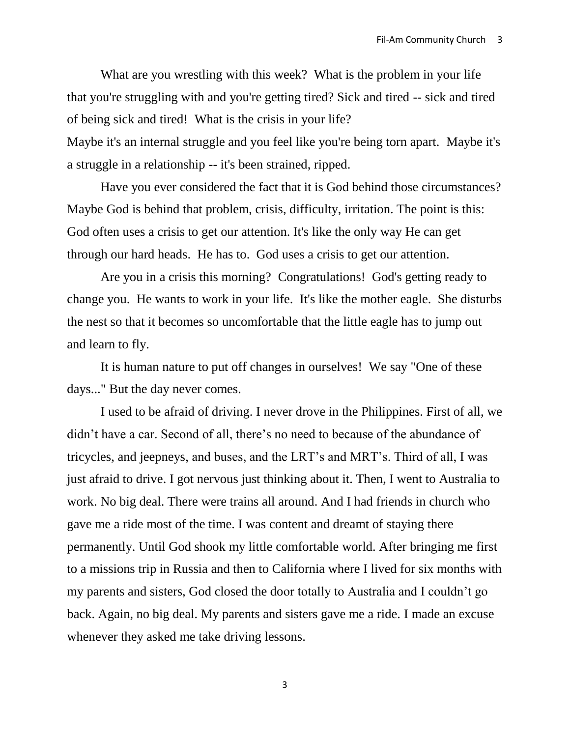What are you wrestling with this week? What is the problem in your life that you're struggling with and you're getting tired? Sick and tired -- sick and tired of being sick and tired! What is the crisis in your life?

Maybe it's an internal struggle and you feel like you're being torn apart. Maybe it's a struggle in a relationship -- it's been strained, ripped.

Have you ever considered the fact that it is God behind those circumstances? Maybe God is behind that problem, crisis, difficulty, irritation. The point is this: God often uses a crisis to get our attention. It's like the only way He can get through our hard heads. He has to. God uses a crisis to get our attention.

Are you in a crisis this morning? Congratulations! God's getting ready to change you. He wants to work in your life. It's like the mother eagle. She disturbs the nest so that it becomes so uncomfortable that the little eagle has to jump out and learn to fly.

It is human nature to put off changes in ourselves! We say "One of these days..." But the day never comes.

I used to be afraid of driving. I never drove in the Philippines. First of all, we didn't have a car. Second of all, there's no need to because of the abundance of tricycles, and jeepneys, and buses, and the LRT's and MRT's. Third of all, I was just afraid to drive. I got nervous just thinking about it. Then, I went to Australia to work. No big deal. There were trains all around. And I had friends in church who gave me a ride most of the time. I was content and dreamt of staying there permanently. Until God shook my little comfortable world. After bringing me first to a missions trip in Russia and then to California where I lived for six months with my parents and sisters, God closed the door totally to Australia and I couldn't go back. Again, no big deal. My parents and sisters gave me a ride. I made an excuse whenever they asked me take driving lessons.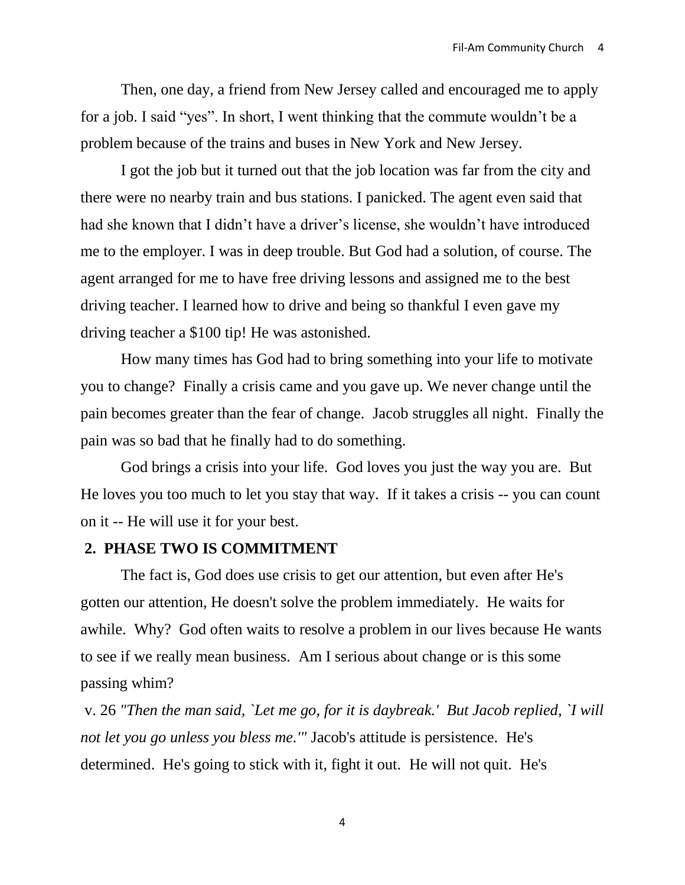Then, one day, a friend from New Jersey called and encouraged me to apply for a job. I said “yes”. In short, I went thinking that the commute wouldn’t be a problem because of the trains and buses in New York and New Jersey.

I got the job but it turned out that the job location was far from the city and there were no nearby train and bus stations. I panicked. The agent even said that had she known that I didn’t have a driver’s license, she wouldn’t have introduced me to the employer. I was in deep trouble. But God had a solution, of course. The agent arranged for me to have free driving lessons and assigned me to the best driving teacher. I learned how to drive and being so thankful I even gave my driving teacher a $100 tip! He was astonished.

How many times has God had to bring something into your life to motivate you to change? Finally a crisis came and you gave up. We never change until the pain becomes greater than the fear of change. Jacob struggles all night. Finally the pain was so bad that he finally had to do something.

God brings a crisis into your life. God loves you just the way you are. But He loves you too much to let you stay that way. If it takes a crisis -- you can count on it -- He will use it for your best.

**2. PHASE TWO IS COMMITMENT**

The fact is, God does use crisis to get our attention, but even after He's gotten our attention, He doesn't solve the problem immediately. He waits for awhile. Why? God often waits to resolve a problem in our lives because He wants to see if we really mean business. Am I serious about change or is this some passing whim?

v. 26 *"Then the man said, `Let me go, for it is daybreak.' But Jacob replied, `I will not let you go unless you bless me.'"* Jacob's attitude is persistence. He's determined. He's going to stick with it, fight it out. He will not quit. He's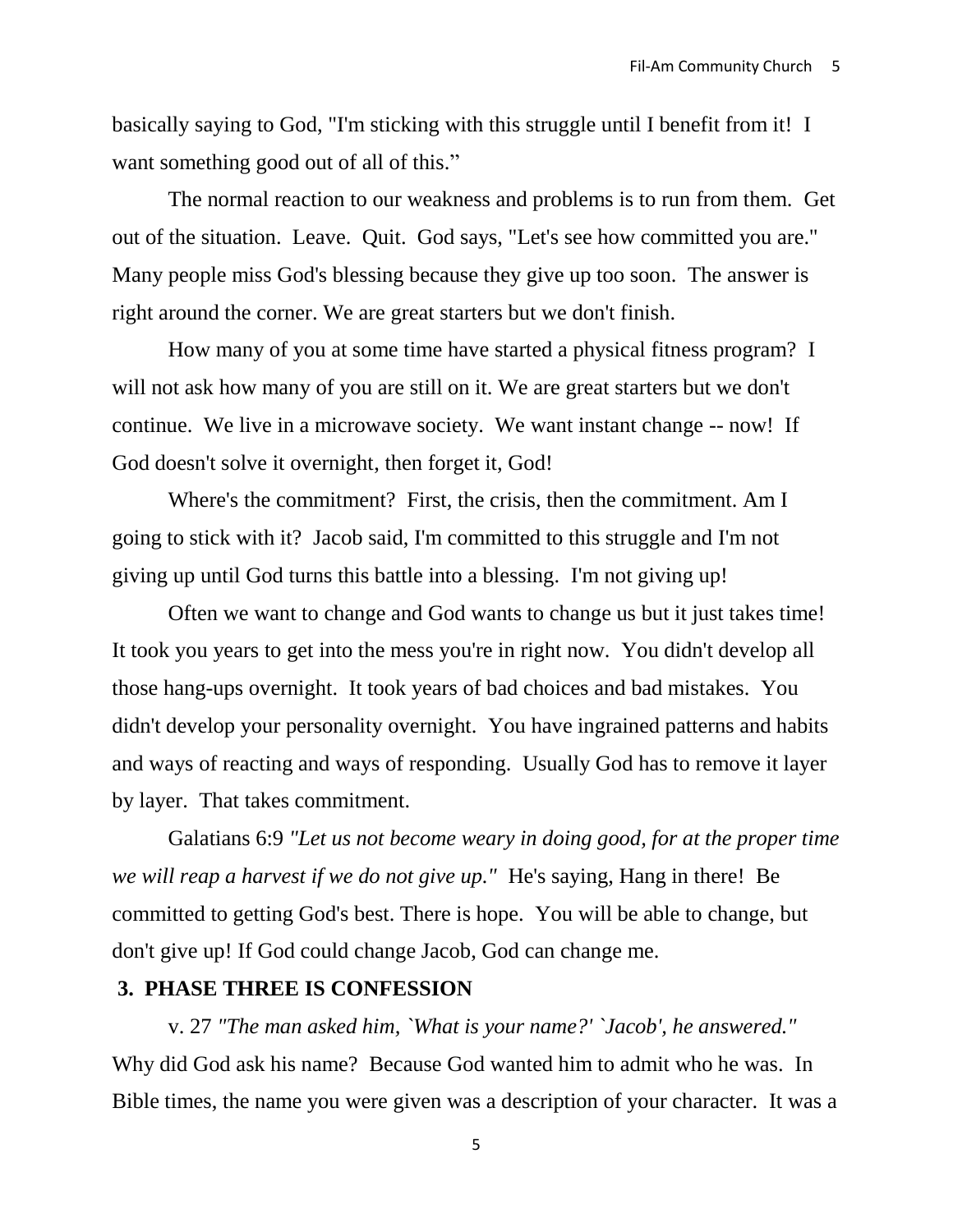basically saying to God, "I'm sticking with this struggle until I benefit from it! I want something good out of all of this."

The normal reaction to our weakness and problems is to run from them. Get out of the situation. Leave. Quit. God says, "Let's see how committed you are." Many people miss God's blessing because they give up too soon. The answer is right around the corner. We are great starters but we don't finish.

How many of you at some time have started a physical fitness program? I will not ask how many of you are still on it. We are great starters but we don't continue. We live in a microwave society. We want instant change -- now! If God doesn't solve it overnight, then forget it, God!

Where's the commitment? First, the crisis, then the commitment. Am I going to stick with it? Jacob said, I'm committed to this struggle and I'm not giving up until God turns this battle into a blessing. I'm not giving up!

Often we want to change and God wants to change us but it just takes time! It took you years to get into the mess you're in right now. You didn't develop all those hang-ups overnight. It took years of bad choices and bad mistakes. You didn't develop your personality overnight. You have ingrained patterns and habits and ways of reacting and ways of responding. Usually God has to remove it layer by layer. That takes commitment.

Galatians 6:9 *"Let us not become weary in doing good, for at the proper time we will reap a harvest if we do not give up."* He's saying, Hang in there! Be committed to getting God's best. There is hope. You will be able to change, but don't give up! If God could change Jacob, God can change me.

**3. PHASE THREE IS CONFESSION**

v. 27 *"The man asked him, `What is your name?' `Jacob', he answered."* Why did God ask his name? Because God wanted him to admit who he was. In Bible times, the name you were given was a description of your character. It was a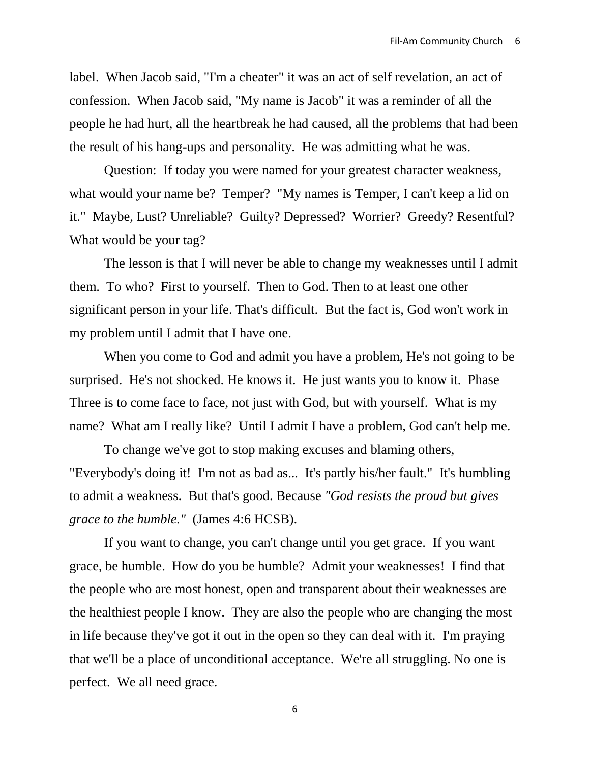label. When Jacob said, "I'm a cheater" it was an act of self revelation, an act of confession. When Jacob said, "My name is Jacob" it was a reminder of all the people he had hurt, all the heartbreak he had caused, all the problems that had been the result of his hang-ups and personality. He was admitting what he was.

Question: If today you were named for your greatest character weakness, what would your name be? Temper? "My names is Temper, I can't keep a lid on it." Maybe, Lust? Unreliable? Guilty? Depressed? Worrier? Greedy? Resentful? What would be your tag?

The lesson is that I will never be able to change my weaknesses until I admit them. To who? First to yourself. Then to God. Then to at least one other significant person in your life. That's difficult. But the fact is, God won't work in my problem until I admit that I have one.

When you come to God and admit you have a problem, He's not going to be surprised. He's not shocked. He knows it. He just wants you to know it. Phase Three is to come face to face, not just with God, but with yourself. What is my name? What am I really like? Until I admit I have a problem, God can't help me.

To change we've got to stop making excuses and blaming others, "Everybody's doing it! I'm not as bad as... It's partly his/her fault." It's humbling to admit a weakness. But that's good. Because *"God resists the proud but gives grace to the humble."* (James 4:6 HCSB).

If you want to change, you can't change until you get grace. If you want grace, be humble. How do you be humble? Admit your weaknesses! I find that the people who are most honest, open and transparent about their weaknesses are the healthiest people I know. They are also the people who are changing the most in life because they've got it out in the open so they can deal with it. I'm praying that we'll be a place of unconditional acceptance. We're all struggling. No one is perfect. We all need grace.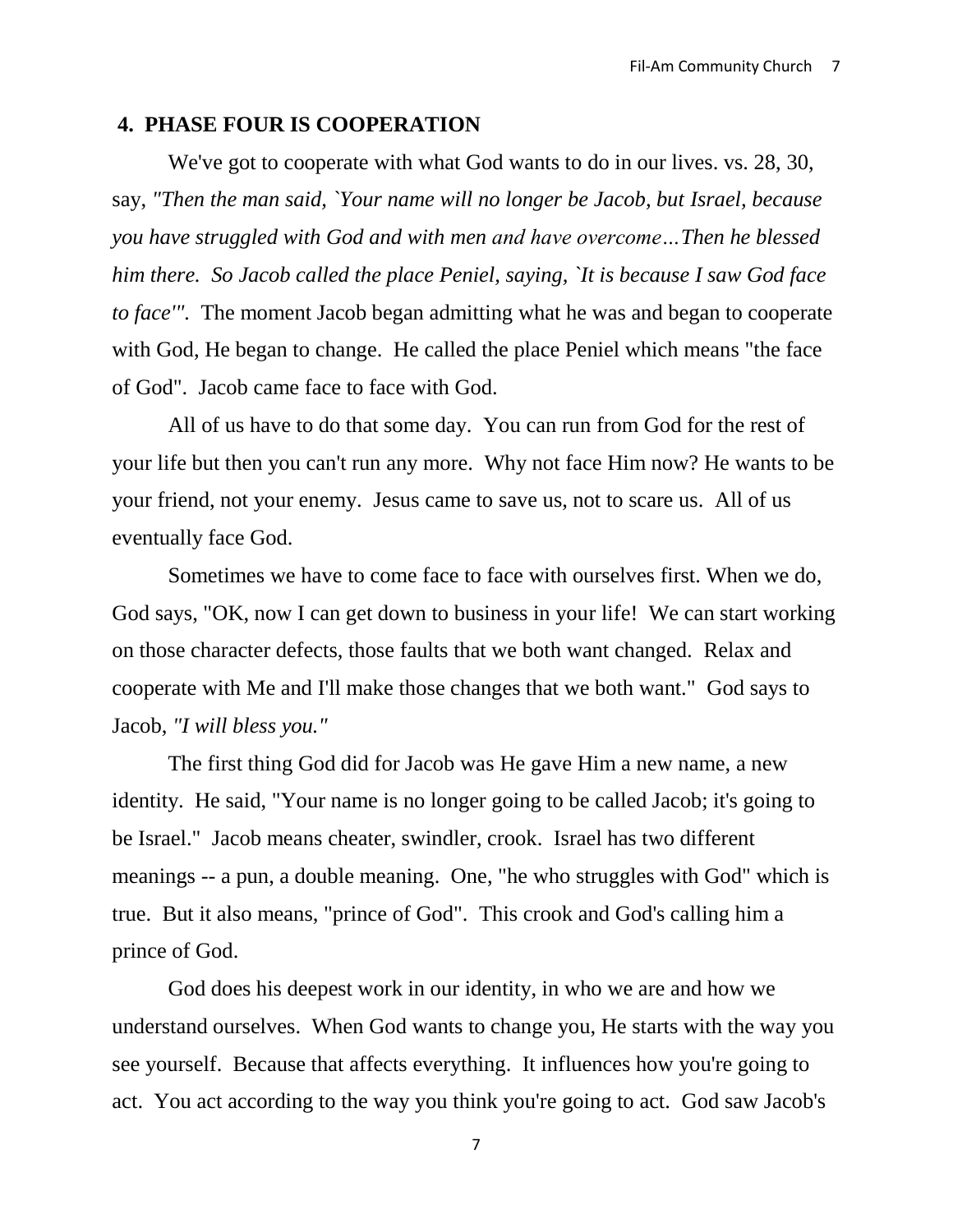## 4. PHASE FOUR IS COOPERATION

We've got to cooperate with what God wants to do in our lives. vs. 28, 30, say, *"Then the man said, `Your name will no longer be Jacob, but Israel, because you have struggled with God and with men and have overcome…Then he blessed him there. So Jacob called the place Peniel, saying, `It is because I saw God face to face'".* The moment Jacob began admitting what he was and began to cooperate with God, He began to change. He called the place Peniel which means "the face of God". Jacob came face to face with God.

All of us have to do that some day. You can run from God for the rest of your life but then you can't run any more. Why not face Him now? He wants to be your friend, not your enemy. Jesus came to save us, not to scare us. All of us eventually face God.

Sometimes we have to come face to face with ourselves first. When we do, God says, "OK, now I can get down to business in your life! We can start working on those character defects, those faults that we both want changed. Relax and cooperate with Me and I'll make those changes that we both want." God says to Jacob, *"I will bless you."*

The first thing God did for Jacob was He gave Him a new name, a new identity. He said, "Your name is no longer going to be called Jacob; it's going to be Israel." Jacob means cheater, swindler, crook. Israel has two different meanings -- a pun, a double meaning. One, "he who struggles with God" which is true. But it also means, "prince of God". This crook and God's calling him a prince of God.

God does his deepest work in our identity, in who we are and how we understand ourselves. When God wants to change you, He starts with the way you see yourself. Because that affects everything. It influences how you're going to act. You act according to the way you think you're going to act. God saw Jacob's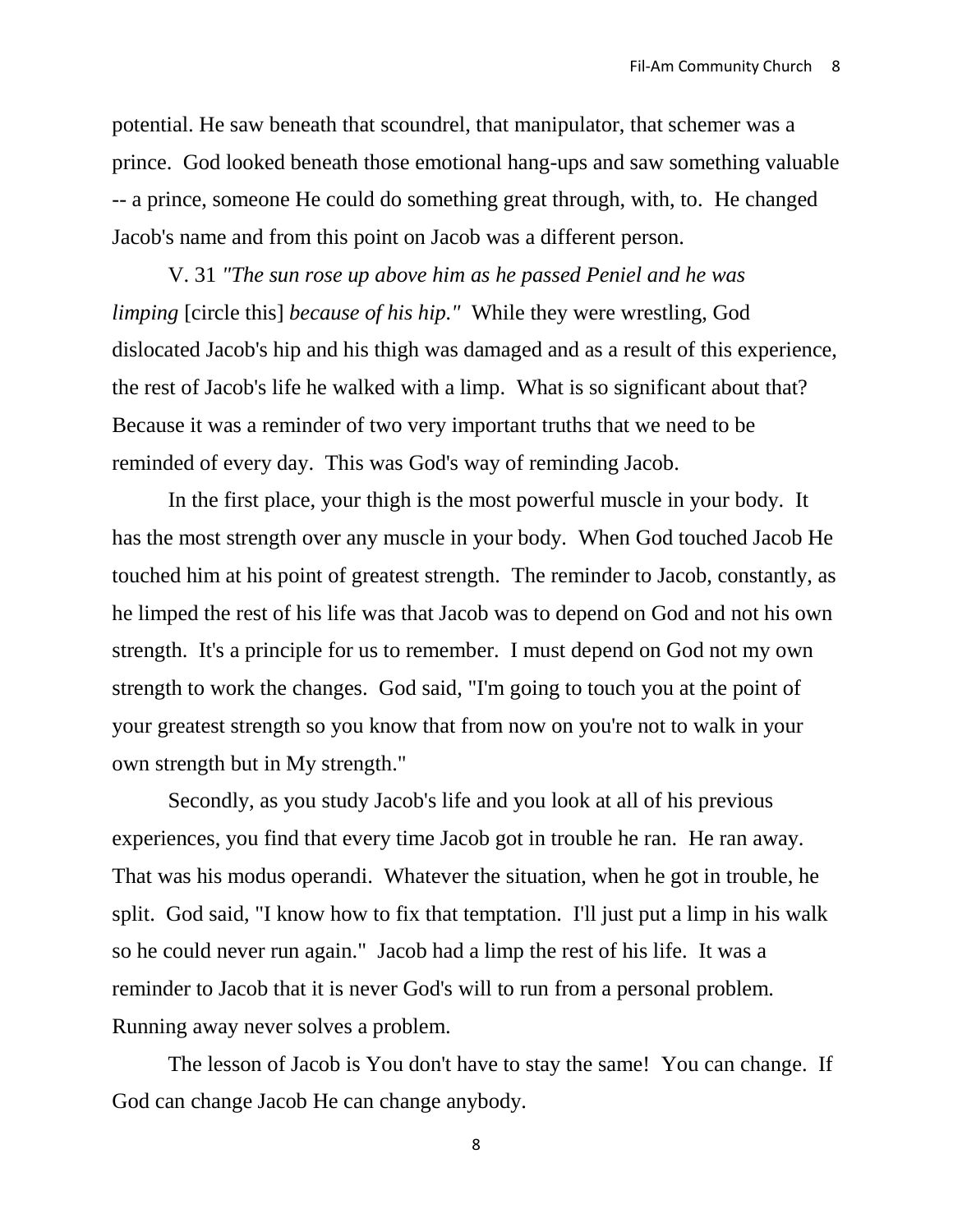potential. He saw beneath that scoundrel, that manipulator, that schemer was a prince. God looked beneath those emotional hang-ups and saw something valuable -- a prince, someone He could do something great through, with, to. He changed Jacob's name and from this point on Jacob was a different person.

V. 31 *"The sun rose up above him as he passed Peniel and he was limping* [circle this] *because of his hip."* While they were wrestling, God dislocated Jacob's hip and his thigh was damaged and as a result of this experience, the rest of Jacob's life he walked with a limp. What is so significant about that? Because it was a reminder of two very important truths that we need to be reminded of every day. This was God's way of reminding Jacob.

In the first place, your thigh is the most powerful muscle in your body. It has the most strength over any muscle in your body. When God touched Jacob He touched him at his point of greatest strength. The reminder to Jacob, constantly, as he limped the rest of his life was that Jacob was to depend on God and not his own strength. It's a principle for us to remember. I must depend on God not my own strength to work the changes. God said, "I'm going to touch you at the point of your greatest strength so you know that from now on you're not to walk in your own strength but in My strength."

Secondly, as you study Jacob's life and you look at all of his previous experiences, you find that every time Jacob got in trouble he ran. He ran away. That was his modus operandi. Whatever the situation, when he got in trouble, he split. God said, "I know how to fix that temptation. I'll just put a limp in his walk so he could never run again." Jacob had a limp the rest of his life. It was a reminder to Jacob that it is never God's will to run from a personal problem. Running away never solves a problem.

The lesson of Jacob is You don't have to stay the same! You can change. If God can change Jacob He can change anybody.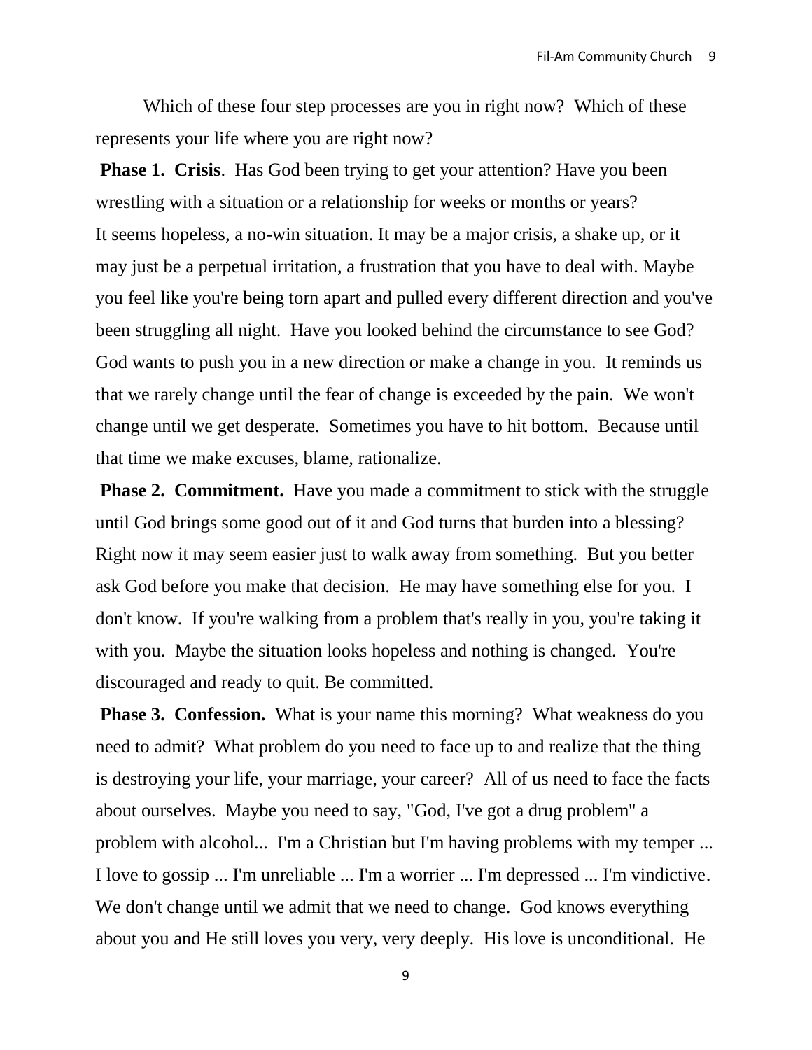Which of these four step processes are you in right now? Which of these represents your life where you are right now?

**Phase 1. Crisis**. Has God been trying to get your attention? Have you been wrestling with a situation or a relationship for weeks or months or years? It seems hopeless, a no-win situation. It may be a major crisis, a shake up, or it may just be a perpetual irritation, a frustration that you have to deal with. Maybe you feel like you're being torn apart and pulled every different direction and you've been struggling all night. Have you looked behind the circumstance to see God? God wants to push you in a new direction or make a change in you. It reminds us that we rarely change until the fear of change is exceeded by the pain. We won't change until we get desperate. Sometimes you have to hit bottom. Because until that time we make excuses, blame, rationalize.

**Phase 2. Commitment.** Have you made a commitment to stick with the struggle until God brings some good out of it and God turns that burden into a blessing? Right now it may seem easier just to walk away from something. But you better ask God before you make that decision. He may have something else for you. I don't know. If you're walking from a problem that's really in you, you're taking it with you. Maybe the situation looks hopeless and nothing is changed. You're discouraged and ready to quit. Be committed.

**Phase 3. Confession.** What is your name this morning? What weakness do you need to admit? What problem do you need to face up to and realize that the thing is destroying your life, your marriage, your career? All of us need to face the facts about ourselves. Maybe you need to say, "God, I've got a drug problem" a problem with alcohol... I'm a Christian but I'm having problems with my temper ... I love to gossip ... I'm unreliable ... I'm a worrier ... I'm depressed ... I'm vindictive. We don't change until we admit that we need to change. God knows everything about you and He still loves you very, very deeply. His love is unconditional. He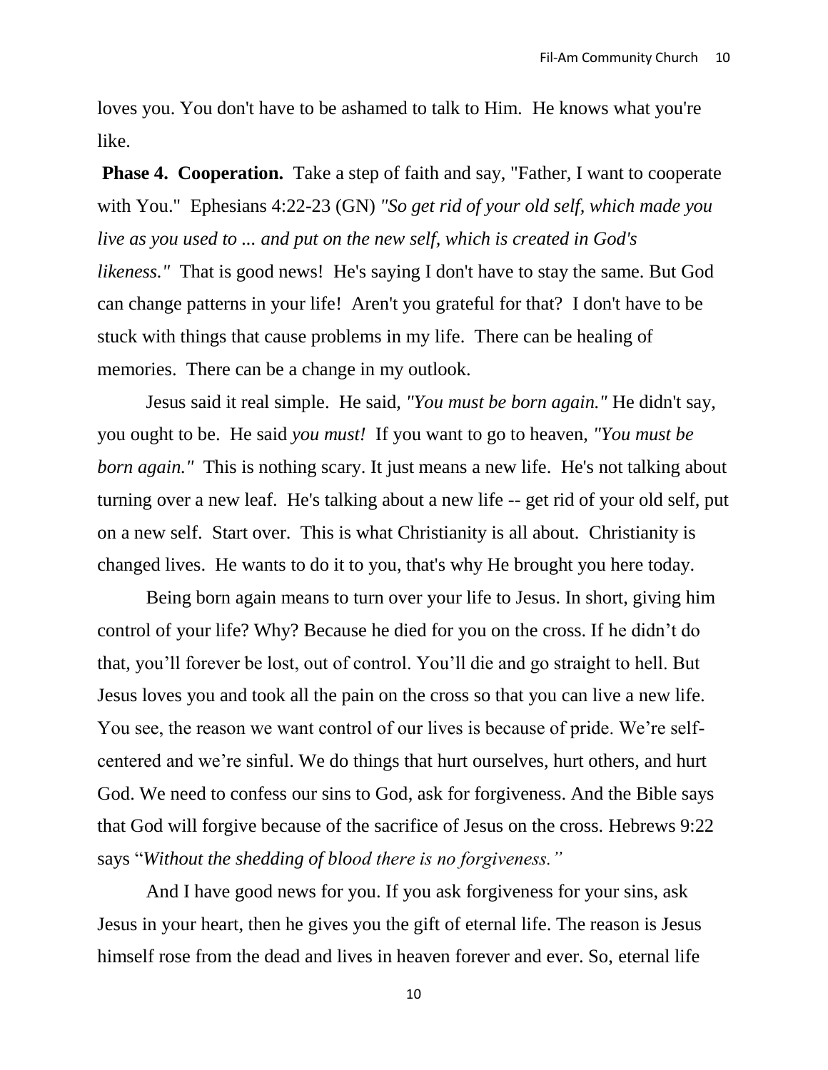loves you. You don't have to be ashamed to talk to Him. He knows what you're like.

**Phase 4. Cooperation.** Take a step of faith and say, "Father, I want to cooperate with You." Ephesians 4:22-23 (GN) *"So get rid of your old self, which made you live as you used to ... and put on the new self, which is created in God's likeness."* That is good news! He's saying I don't have to stay the same. But God can change patterns in your life! Aren't you grateful for that? I don't have to be stuck with things that cause problems in my life. There can be healing of memories. There can be a change in my outlook.

Jesus said it real simple. He said, *"You must be born again."* He didn't say, you ought to be. He said *you must!* If you want to go to heaven, *"You must be born again."* This is nothing scary. It just means a new life. He's not talking about turning over a new leaf. He's talking about a new life -- get rid of your old self, put on a new self. Start over. This is what Christianity is all about. Christianity is changed lives. He wants to do it to you, that's why He brought you here today.

Being born again means to turn over your life to Jesus. In short, giving him control of your life? Why? Because he died for you on the cross. If he didn't do that, you'll forever be lost, out of control. You'll die and go straight to hell. But Jesus loves you and took all the pain on the cross so that you can live a new life. You see, the reason we want control of our lives is because of pride. We're self-centered and we're sinful. We do things that hurt ourselves, hurt others, and hurt God. We need to confess our sins to God, ask for forgiveness. And the Bible says that God will forgive because of the sacrifice of Jesus on the cross. Hebrews 9:22 says "*Without the shedding of blood there is no forgiveness."*

And I have good news for you. If you ask forgiveness for your sins, ask Jesus in your heart, then he gives you the gift of eternal life. The reason is Jesus himself rose from the dead and lives in heaven forever and ever. So, eternal life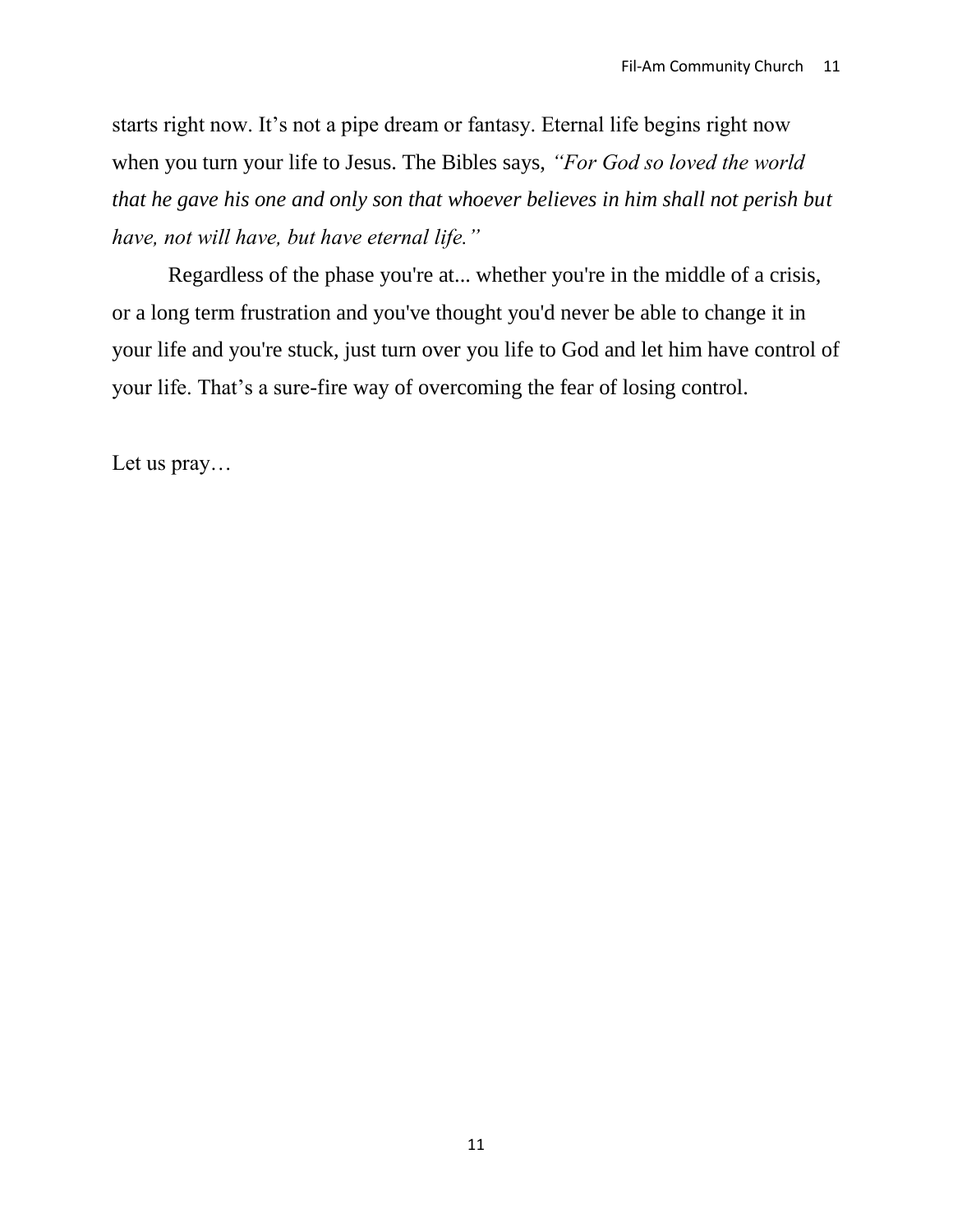starts right now. It’s not a pipe dream or fantasy. Eternal life begins right now when you turn your life to Jesus. The Bibles says, *“For God so loved the world that he gave his one and only son that whoever believes in him shall not perish but have, not will have, but have eternal life.”*

Regardless of the phase you're at... whether you're in the middle of a crisis, or a long term frustration and you've thought you'd never be able to change it in your life and you're stuck, just turn over you life to God and let him have control of your life. That’s a sure-fire way of overcoming the fear of losing control.

Let us pray…